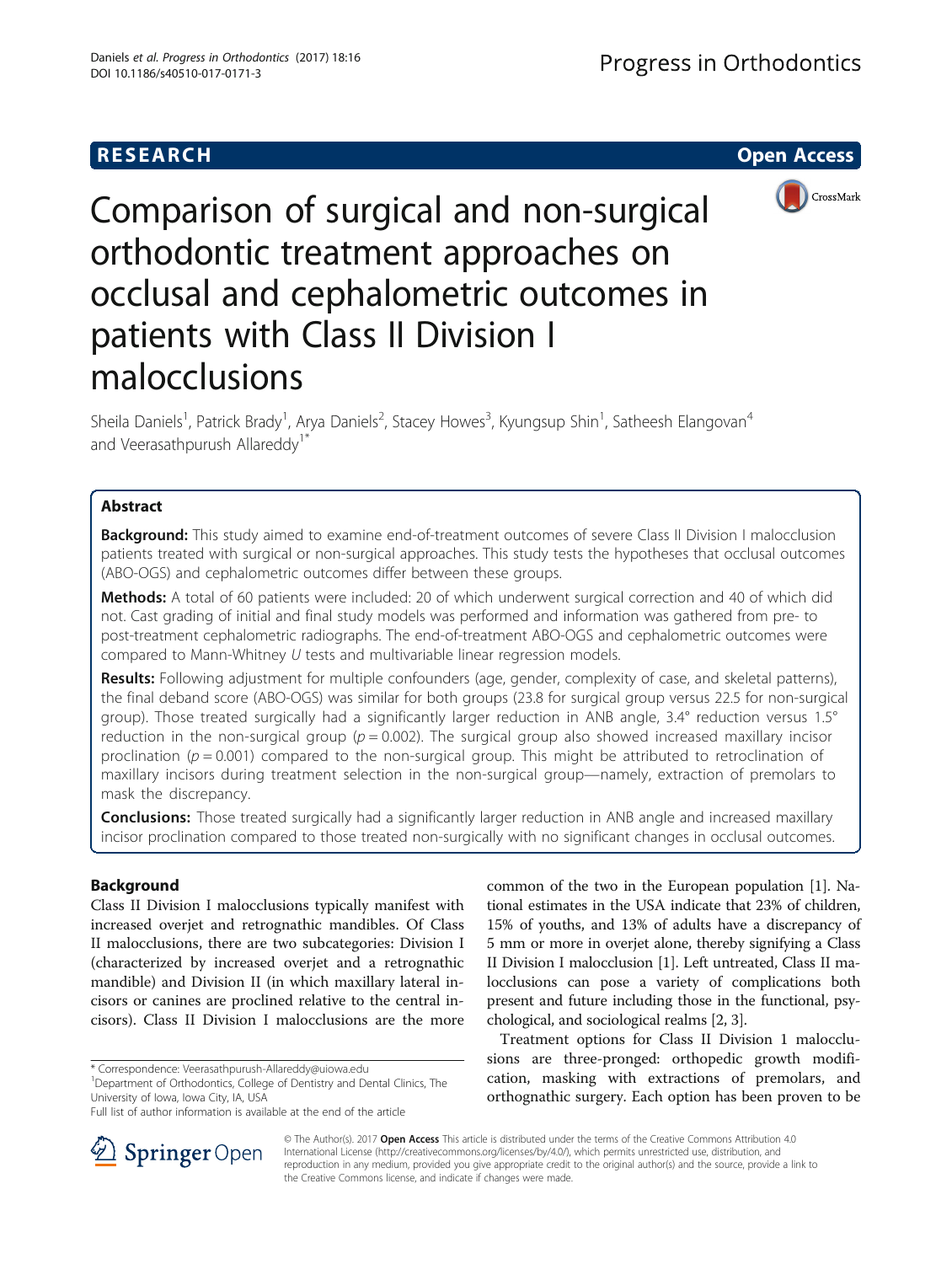RESEARCH Open Access

# Comparison of surgical and non-surgical orthodontic treatment approaches on occlusal and cephalometric outcomes in patients with Class II Division I malocclusions

Sheila Daniels[1], Patrick Brady[1], Arya Daniels[2], Stacey Howes[3], Kyungsup Shin[1], Satheesh Elangovan[4] and Veerasathpurush Allareddy[1*]

## Abstract

**Background:** This study aimed to examine end-of-treatment outcomes of severe Class II Division I malocclusion patients treated with surgical or non-surgical approaches. This study tests the hypotheses that occlusal outcomes (ABO-OGS) and cephalometric outcomes differ between these groups.

**Methods:** A total of 60 patients were included: 20 of which underwent surgical correction and 40 of which did not. Cast grading of initial and final study models was performed and information was gathered from pre- to post-treatment cephalometric radiographs. The end-of-treatment ABO-OGS and cephalometric outcomes were compared to Mann-Whitney *U* tests and multivariable linear regression models.

**Results:** Following adjustment for multiple confounders (age, gender, complexity of case, and skeletal patterns), the final deband score (ABO-OGS) was similar for both groups (23.8 for surgical group versus 22.5 for non-surgical group). Those treated surgically had a significantly larger reduction in ANB angle, 3.4° reduction versus 1.5° reduction in the non-surgical group ($p = 0.002$). The surgical group also showed increased maxillary incisor proclination ($p = 0.001$) compared to the non-surgical group. This might be attributed to retroclination of maxillary incisors during treatment selection in the non-surgical group—namely, extraction of premolars to mask the discrepancy.

**Conclusions:** Those treated surgically had a significantly larger reduction in ANB angle and increased maxillary incisor proclination compared to those treated non-surgically with no significant changes in occlusal outcomes.

## Background

Class II Division I malocclusions typically manifest with increased overjet and retrognathic mandibles. Of Class II malocclusions, there are two subcategories: Division I (characterized by increased overjet and a retrognathic mandible) and Division II (in which maxillary lateral incisors or canines are proclined relative to the central incisors). Class II Division I malocclusions are the more common of the two in the European population [1]. National estimates in the USA indicate that 23% of children, 15% of youths, and 13% of adults have a discrepancy of 5 mm or more in overjet alone, thereby signifying a Class II Division I malocclusion [1]. Left untreated, Class II malocclusions can pose a variety of complications both present and future including those in the functional, psychological, and sociological realms [2, 3].

Treatment options for Class II Division 1 malocclusions are three-pronged: orthopedic growth modification, masking with extractions of premolars, and orthognathic surgery. Each option has been proven to be

\* Correspondence: Veerasathpurush-Allareddy@uiowa.edu

[1]Department of Orthodontics, College of Dentistry and Dental Clinics, The University of Iowa, Iowa City, IA, USA

Full list of author information is available at the end of the article

© The Author(s). 2017 **Open Access** This article is distributed under the terms of the Creative Commons Attribution 4.0 International License (http://creativecommons.org/licenses/by/4.0/), which permits unrestricted use, distribution, and reproduction in any medium, provided you give appropriate credit to the original author(s) and the source, provide a link to the Creative Commons license, and indicate if changes were made.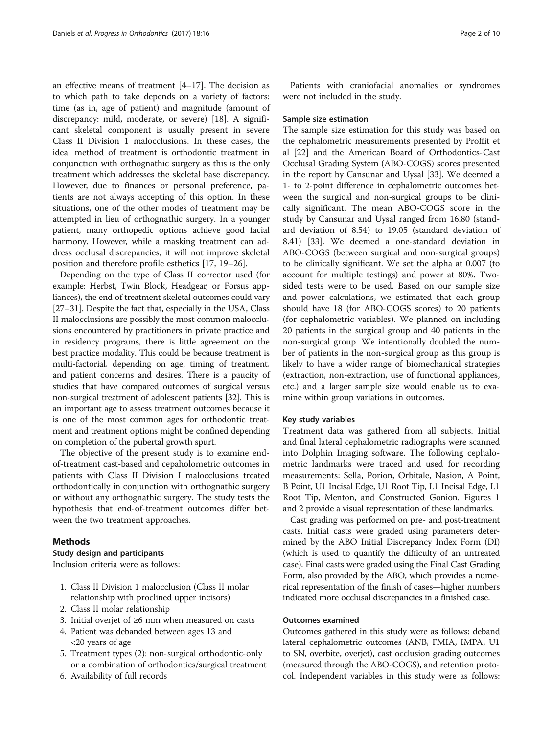an effective means of treatment [4–17]. The decision as to which path to take depends on a variety of factors: time (as in, age of patient) and magnitude (amount of discrepancy: mild, moderate, or severe) [18]. A significant skeletal component is usually present in severe Class II Division 1 malocclusions. In these cases, the ideal method of treatment is orthodontic treatment in conjunction with orthognathic surgery as this is the only treatment which addresses the skeletal base discrepancy. However, due to finances or personal preference, patients are not always accepting of this option. In these situations, one of the other modes of treatment may be attempted in lieu of orthognathic surgery. In a younger patient, many orthopedic options achieve good facial harmony. However, while a masking treatment can address occlusal discrepancies, it will not improve skeletal position and therefore profile esthetics [17, 19–26].

Depending on the type of Class II corrector used (for example: Herbst, Twin Block, Headgear, or Forsus appliances), the end of treatment skeletal outcomes could vary [27–31]. Despite the fact that, especially in the USA, Class II malocclusions are possibly the most common malocclusions encountered by practitioners in private practice and in residency programs, there is little agreement on the best practice modality. This could be because treatment is multi-factorial, depending on age, timing of treatment, and patient concerns and desires. There is a paucity of studies that have compared outcomes of surgical versus non-surgical treatment of adolescent patients [32]. This is an important age to assess treatment outcomes because it is one of the most common ages for orthodontic treatment and treatment options might be confined depending on completion of the pubertal growth spurt.

The objective of the present study is to examine end-of-treatment cast-based and cepaholometric outcomes in patients with Class II Division I malocclusions treated orthodontically in conjunction with orthognathic surgery or without any orthognathic surgery. The study tests the hypothesis that end-of-treatment outcomes differ between the two treatment approaches.

## Methods

### Study design and participants

Inclusion criteria were as follows:

1. Class II Division 1 malocclusion (Class II molar relationship with proclined upper incisors)
2. Class II molar relationship
3. Initial overjet of ≥6 mm when measured on casts
4. Patient was debanded between ages 13 and <20 years of age
5. Treatment types (2): non-surgical orthodontic-only or a combination of orthodontics/surgical treatment
6. Availability of full records

Patients with craniofacial anomalies or syndromes were not included in the study.

### Sample size estimation

The sample size estimation for this study was based on the cephalometric measurements presented by Proffit et al [22] and the American Board of Orthodontics-Cast Occlusal Grading System (ABO-COGS) scores presented in the report by Cansunar and Uysal [33]. We deemed a 1- to 2-point difference in cephalometric outcomes between the surgical and non-surgical groups to be clinically significant. The mean ABO-COGS score in the study by Cansunar and Uysal ranged from 16.80 (standard deviation of 8.54) to 19.05 (standard deviation of 8.41) [33]. We deemed a one-standard deviation in ABO-COGS (between surgical and non-surgical groups) to be clinically significant. We set the alpha at 0.007 (to account for multiple testings) and power at 80%. Two-sided tests were to be used. Based on our sample size and power calculations, we estimated that each group should have 18 (for ABO-COGS scores) to 20 patients (for cephalometric variables). We planned on including 20 patients in the surgical group and 40 patients in the non-surgical group. We intentionally doubled the number of patients in the non-surgical group as this group is likely to have a wider range of biomechanical strategies (extraction, non-extraction, use of functional appliances, etc.) and a larger sample size would enable us to examine within group variations in outcomes.

### Key study variables

Treatment data was gathered from all subjects. Initial and final lateral cephalometric radiographs were scanned into Dolphin Imaging software. The following cephalometric landmarks were traced and used for recording measurements: Sella, Porion, Orbitale, Nasion, A Point, B Point, U1 Incisal Edge, U1 Root Tip, L1 Incisal Edge, L1 Root Tip, Menton, and Constructed Gonion. Figures 1 and 2 provide a visual representation of these landmarks.

Cast grading was performed on pre- and post-treatment casts. Initial casts were graded using parameters determined by the ABO Initial Discrepancy Index Form (DI) (which is used to quantify the difficulty of an untreated case). Final casts were graded using the Final Cast Grading Form, also provided by the ABO, which provides a numerical representation of the finish of cases—higher numbers indicated more occlusal discrepancies in a finished case.

### Outcomes examined

Outcomes gathered in this study were as follows: debond lateral cephalometric outcomes (ANB, FMIA, IMPA, U1 to SN, overbite, overjet), cast occlusion grading outcomes (measured through the ABO-COGS), and retention protocol. Independent variables in this study were as follows: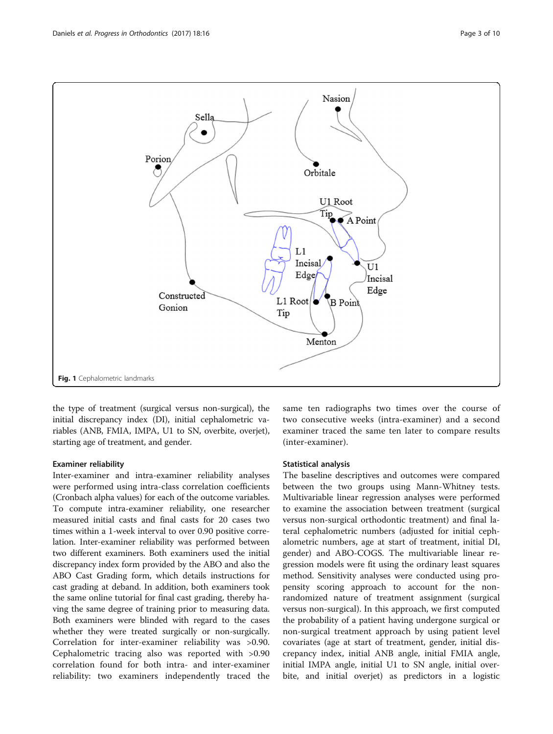Nasion

Sella

Porion

Orbitale

U1 Root Tip

A Point

L1 Incisal Edge

U1 Incisal Edge

Constructed Gonion

L1 Root Tip

B Point

Menton

**Fig. 1** Cephalometric landmarks

the type of treatment (surgical versus non-surgical), the initial discrepancy index (DI), initial cephalometric variables (ANB, FMIA, IMPA, U1 to SN, overbite, overjet), starting age of treatment, and gender.

### Examiner reliability

Inter-examiner and intra-examiner reliability analyses were performed using intra-class correlation coefficients (Cronbach alpha values) for each of the outcome variables. To compute intra-examiner reliability, one researcher measured initial casts and final casts for 20 cases two times within a 1-week interval to over 0.90 positive correlation. Inter-examiner reliability was performed between two different examiners. Both examiners used the initial discrepancy index form provided by the ABO and also the ABO Cast Grading form, which details instructions for cast grading at deband. In addition, both examiners took the same online tutorial for final cast grading, thereby having the same degree of training prior to measuring data. Both examiners were blinded with regard to the cases whether they were treated surgically or non-surgically. Correlation for inter-examiner reliability was >0.90. Cephalometric tracing also was reported with >0.90 correlation found for both intra- and inter-examiner reliability: two examiners independently traced the same ten radiographs two times over the course of two consecutive weeks (intra-examiner) and a second examiner traced the same ten later to compare results (inter-examiner).

### Statistical analysis

The baseline descriptives and outcomes were compared between the two groups using Mann-Whitney tests. Multivariable linear regression analyses were performed to examine the association between treatment (surgical versus non-surgical orthodontic treatment) and final lateral cephalometric numbers (adjusted for initial cephalometric numbers, age at start of treatment, initial DI, gender) and ABO-COGS. The multivariable linear regression models were fit using the ordinary least squares method. Sensitivity analyses were conducted using propensity scoring approach to account for the non-randomized nature of treatment assignment (surgical versus non-surgical). In this approach, we first computed the probability of a patient having undergone surgical or non-surgical treatment approach by using patient level covariates (age at start of treatment, gender, initial discrepancy index, initial ANB angle, initial FMIA angle, initial IMPA angle, initial U1 to SN angle, initial overbite, and initial overjet) as predictors in a logistic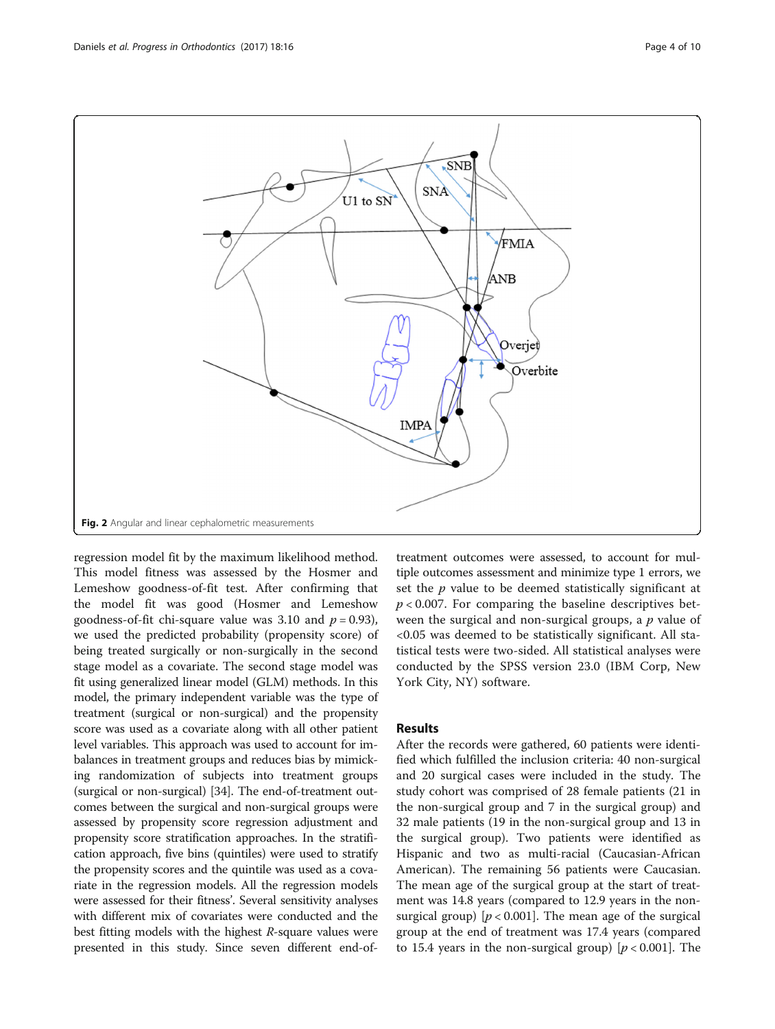SNB

SNA

U1 to SN

FMIA

ANB

Overjet

Overbite

IMPA

**Fig. 2** Angular and linear cephalometric measurements

regression model fit by the maximum likelihood method. This model fitness was assessed by the Hosmer and Lemeshow goodness-of-fit test. After confirming that the model fit was good (Hosmer and Lemeshow goodness-of-fit chi-square value was 3.10 and $p = 0.93$), we used the predicted probability (propensity score) of being treated surgically or non-surgically in the second stage model as a covariate. The second stage model was fit using generalized linear model (GLM) methods. In this model, the primary independent variable was the type of treatment (surgical or non-surgical) and the propensity score was used as a covariate along with all other patient level variables. This approach was used to account for imbalances in treatment groups and reduces bias by mimicking randomization of subjects into treatment groups (surgical or non-surgical) [34]. The end-of-treatment outcomes between the surgical and non-surgical groups were assessed by propensity score regression adjustment and propensity score stratification approaches. In the stratification approach, five bins (quintiles) were used to stratify the propensity scores and the quintile was used as a covariate in the regression models. All the regression models were assessed for their fitness'. Several sensitivity analyses with different mix of covariates were conducted and the best fitting models with the highest $R$-square values were presented in this study. Since seven different end-of-treatment outcomes were assessed, to account for multiple outcomes assessment and minimize type 1 errors, we set the $p$ value to be deemed statistically significant at $p < 0.007$. For comparing the baseline descriptives between the surgical and non-surgical groups, a $p$ value of $<0.05$ was deemed to be statistically significant. All statistical tests were two-sided. All statistical analyses were conducted by the SPSS version 23.0 (IBM Corp, New York City, NY) software.

## Results

After the records were gathered, 60 patients were identified which fulfilled the inclusion criteria: 40 non-surgical and 20 surgical cases were included in the study. The study cohort was comprised of 28 female patients (21 in the non-surgical group and 7 in the surgical group) and 32 male patients (19 in the non-surgical group and 13 in the surgical group). Two patients were identified as Hispanic and two as multi-racial (Caucasian-African American). The remaining 56 patients were Caucasian. The mean age of the surgical group at the start of treatment was 14.8 years (compared to 12.9 years in the non-surgical group) [$p < 0.001$]. The mean age of the surgical group at the end of treatment was 17.4 years (compared to 15.4 years in the non-surgical group) [$p < 0.001$]. The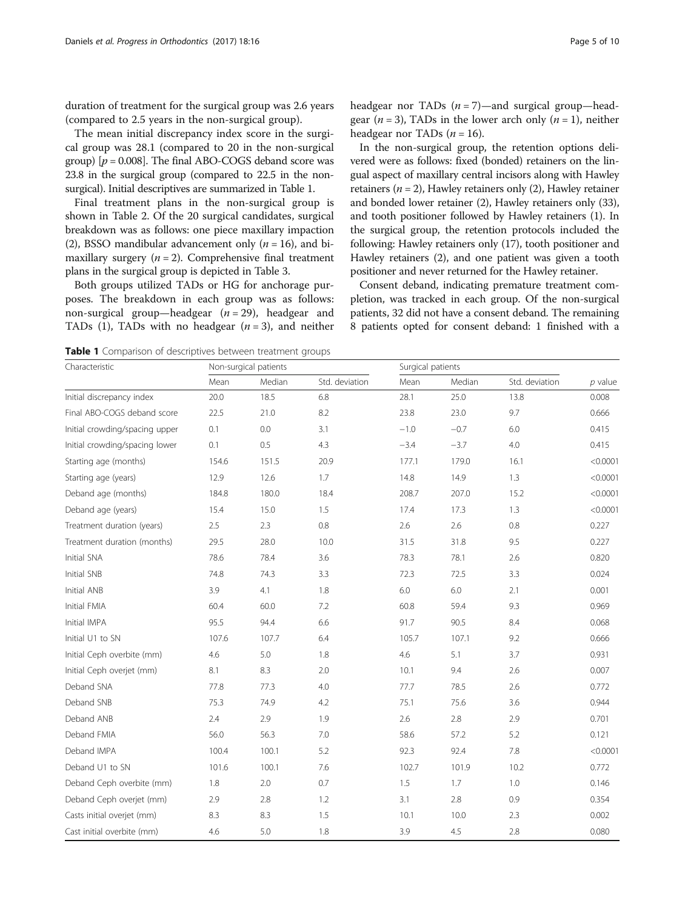duration of treatment for the surgical group was 2.6 years (compared to 2.5 years in the non-surgical group).

The mean initial discrepancy index score in the surgical group was 28.1 (compared to 20 in the non-surgical group) [$p = 0.008$]. The final ABO-COGS deband score was 23.8 in the surgical group (compared to 22.5 in the non-surgical). Initial descriptives are summarized in Table 1.

Final treatment plans in the non-surgical group is shown in Table 2. Of the 20 surgical candidates, surgical breakdown was as follows: one piece maxillary impaction (2), BSSO mandibular advancement only ($n = 16$), and bimaxillary surgery ($n = 2$). Comprehensive final treatment plans in the surgical group is depicted in Table 3.

Both groups utilized TADs or HG for anchorage purposes. The breakdown in each group was as follows: non-surgical group—headgear ($n = 29$), headgear and TADs (1), TADs with no headgear ($n = 3$), and neither headgear nor TADs ($n = 7$)—and surgical group—headgear ($n = 3$), TADs in the lower arch only ($n = 1$), neither headgear nor TADs ($n = 16$).

In the non-surgical group, the retention options delivered were as follows: fixed (bonded) retainers on the lingual aspect of maxillary central incisors along with Hawley retainers ($n = 2$), Hawley retainers only (2), Hawley retainer and bonded lower retainer (2), Hawley retainers only (33), and tooth positioner followed by Hawley retainers (1). In the surgical group, the retention protocols included the following: Hawley retainers only (17), tooth positioner and Hawley retainers (2), and one patient was given a tooth positioner and never returned for the Hawley retainer.

Consent deband, indicating premature treatment completion, was tracked in each group. Of the non-surgical patients, 32 did not have a consent deband. The remaining 8 patients opted for consent deband: 1 finished with a

**Table 1** Comparison of descriptives between treatment groups

| Characteristic | Non-surgical patients | | | Surgical patients | | | |
|---|---|---|---|---|---|---|---|
| | Mean | Median | Std. deviation | Mean | Median | Std. deviation | p value |
| Initial discrepancy index | 20.0 | 18.5 | 6.8 | 28.1 | 25.0 | 13.8 | 0.008 |
| Final ABO-COGS deband score | 22.5 | 21.0 | 8.2 | 23.8 | 23.0 | 9.7 | 0.666 |
| Initial crowding/spacing upper | 0.1 | 0.0 | 3.1 | −1.0 | −0.7 | 6.0 | 0.415 |
| Initial crowding/spacing lower | 0.1 | 0.5 | 4.3 | −3.4 | −3.7 | 4.0 | 0.415 |
| Starting age (months) | 154.6 | 151.5 | 20.9 | 177.1 | 179.0 | 16.1 | <0.0001 |
| Starting age (years) | 12.9 | 12.6 | 1.7 | 14.8 | 14.9 | 1.3 | <0.0001 |
| Deband age (months) | 184.8 | 180.0 | 18.4 | 208.7 | 207.0 | 15.2 | <0.0001 |
| Deband age (years) | 15.4 | 15.0 | 1.5 | 17.4 | 17.3 | 1.3 | <0.0001 |
| Treatment duration (years) | 2.5 | 2.3 | 0.8 | 2.6 | 2.6 | 0.8 | 0.227 |
| Treatment duration (months) | 29.5 | 28.0 | 10.0 | 31.5 | 31.8 | 9.5 | 0.227 |
| Initial SNA | 78.6 | 78.4 | 3.6 | 78.3 | 78.1 | 2.6 | 0.820 |
| Initial SNB | 74.8 | 74.3 | 3.3 | 72.3 | 72.5 | 3.3 | 0.024 |
| Initial ANB | 3.9 | 4.1 | 1.8 | 6.0 | 6.0 | 2.1 | 0.001 |
| Initial FMIA | 60.4 | 60.0 | 7.2 | 60.8 | 59.4 | 9.3 | 0.969 |
| Initial IMPA | 95.5 | 94.4 | 6.6 | 91.7 | 90.5 | 8.4 | 0.068 |
| Initial U1 to SN | 107.6 | 107.7 | 6.4 | 105.7 | 107.1 | 9.2 | 0.666 |
| Initial Ceph overbite (mm) | 4.6 | 5.0 | 1.8 | 4.6 | 5.1 | 3.7 | 0.931 |
| Initial Ceph overjet (mm) | 8.1 | 8.3 | 2.0 | 10.1 | 9.4 | 2.6 | 0.007 |
| Deband SNA | 77.8 | 77.3 | 4.0 | 77.7 | 78.5 | 2.6 | 0.772 |
| Deband SNB | 75.3 | 74.9 | 4.2 | 75.1 | 75.6 | 3.6 | 0.944 |
| Deband ANB | 2.4 | 2.9 | 1.9 | 2.6 | 2.8 | 2.9 | 0.701 |
| Deband FMIA | 56.0 | 56.3 | 7.0 | 58.6 | 57.2 | 5.2 | 0.121 |
| Deband IMPA | 100.4 | 100.1 | 5.2 | 92.3 | 92.4 | 7.8 | <0.0001 |
| Deband U1 to SN | 101.6 | 100.1 | 7.6 | 102.7 | 101.9 | 10.2 | 0.772 |
| Deband Ceph overbite (mm) | 1.8 | 2.0 | 0.7 | 1.5 | 1.7 | 1.0 | 0.146 |
| Deband Ceph overjet (mm) | 2.9 | 2.8 | 1.2 | 3.1 | 2.8 | 0.9 | 0.354 |
| Casts initial overjet (mm) | 8.3 | 8.3 | 1.5 | 10.1 | 10.0 | 2.3 | 0.002 |
| Cast initial overbite (mm) | 4.6 | 5.0 | 1.8 | 3.9 | 4.5 | 2.8 | 0.080 |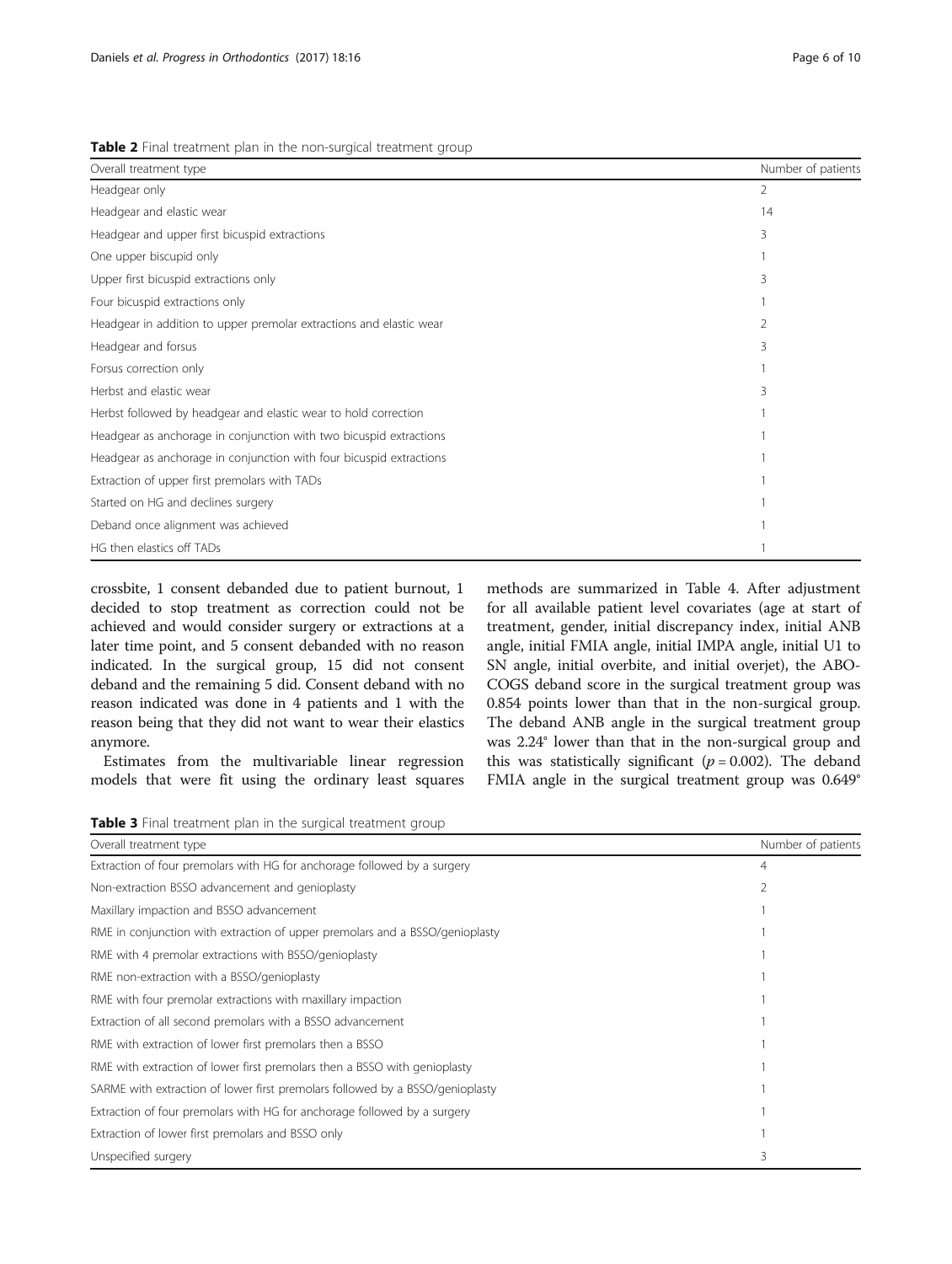**Table 2** Final treatment plan in the non-surgical treatment group

| Overall treatment type | Number of patients |
| --- | --- |
| Headgear only | 2 |
| Headgear and elastic wear | 14 |
| Headgear and upper first bicuspid extractions | 3 |
| One upper biscupid only | 1 |
| Upper first bicuspid extractions only | 3 |
| Four bicuspid extractions only | 1 |
| Headgear in addition to upper premolar extractions and elastic wear | 2 |
| Headgear and forsus | 3 |
| Forsus correction only | 1 |
| Herbst and elastic wear | 3 |
| Herbst followed by headgear and elastic wear to hold correction | 1 |
| Headgear as anchorage in conjunction with two bicuspid extractions | 1 |
| Headgear as anchorage in conjunction with four bicuspid extractions | 1 |
| Extraction of upper first premolars with TADs | 1 |
| Started on HG and declines surgery | 1 |
| Deband once alignment was achieved | 1 |
| HG then elastics off TADs | 1 |

crossbite, 1 consent debanded due to patient burnout, 1 decided to stop treatment as correction could not be achieved and would consider surgery or extractions at a later time point, and 5 consent debanded with no reason indicated. In the surgical group, 15 did not consent deband and the remaining 5 did. Consent deband with no reason indicated was done in 4 patients and 1 with the reason being that they did not want to wear their elastics anymore.

Estimates from the multivariable linear regression models that were fit using the ordinary least squares methods are summarized in Table 4. After adjustment for all available patient level covariates (age at start of treatment, gender, initial discrepancy index, initial ANB angle, initial FMIA angle, initial IMPA angle, initial U1 to SN angle, initial overbite, and initial overjet), the ABO-COGS deband score in the surgical treatment group was 0.854 points lower than that in the non-surgical group. The deband ANB angle in the surgical treatment group was 2.24° lower than that in the non-surgical group and this was statistically significant ($p = 0.002$). The deband FMIA angle in the surgical treatment group was 0.649°

**Table 3** Final treatment plan in the surgical treatment group

| Overall treatment type | Number of patients |
| --- | --- |
| Extraction of four premolars with HG for anchorage followed by a surgery | 4 |
| Non-extraction BSSO advancement and genioplasty | 2 |
| Maxillary impaction and BSSO advancement | 1 |
| RME in conjunction with extraction of upper premolars and a BSSO/genioplasty | 1 |
| RME with 4 premolar extractions with BSSO/genioplasty | 1 |
| RME non-extraction with a BSSO/genioplasty | 1 |
| RME with four premolar extractions with maxillary impaction | 1 |
| Extraction of all second premolars with a BSSO advancement | 1 |
| RME with extraction of lower first premolars then a BSSO | 1 |
| RME with extraction of lower first premolars then a BSSO with genioplasty | 1 |
| SARME with extraction of lower first premolars followed by a BSSO/genioplasty | 1 |
| Extraction of four premolars with HG for anchorage followed by a surgery | 1 |
| Extraction of lower first premolars and BSSO only | 1 |
| Unspecified surgery | 3 |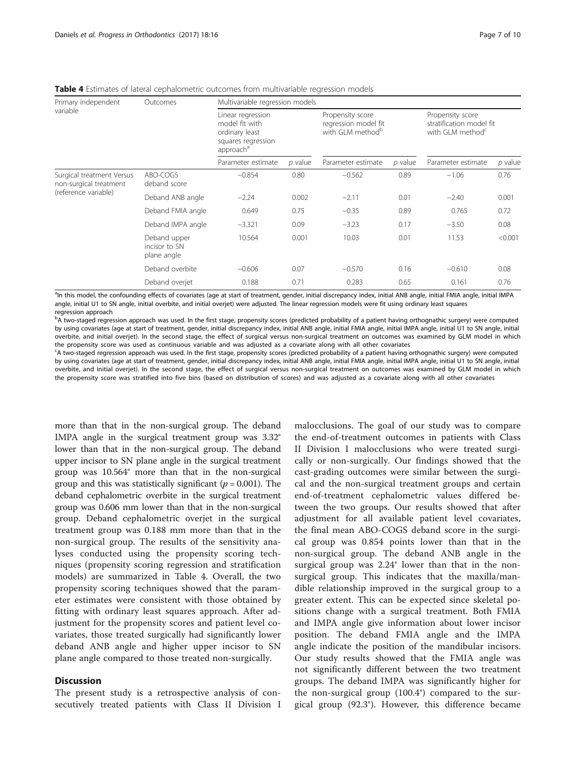**Table 4** Estimates of lateral cephalometric outcomes from multivariable regression models

| Primary independent variable | Outcomes | Multivariable regression models | | | | | |
|---|---|---|---|---|---|---|---|
| | | Linear regression model fit with ordinary least squares regression approach[a] | | Propensity score regression model fit with GLM method[b] | | Propensity score stratification model fit with GLM method[c] | |
| | | Parameter estimate | *p* value | Parameter estimate | *p* value | Parameter estimate | *p* value |
| Surgical treatment Versus non-surgical treatment (reference variable) | ABO-COGS deband score | −0.854 | 0.80 | −0.562 | 0.89 | −1.06 | 0.76 |
| | Deband ANB angle | −2.24 | 0.002 | −2.11 | 0.01 | −2.40 | 0.001 |
| | Deband FMIA angle | 0.649 | 0.75 | −0.35 | 0.89 | 0.765 | 0.72 |
| | Deband IMPA angle | −3.321 | 0.09 | −3.23 | 0.17 | −3.50 | 0.08 |
| | Deband upper incisor to SN plane angle | 10.564 | 0.001 | 10.03 | 0.01 | 11.53 | <0.001 |
| | Deband overbite | −0.606 | 0.07 | −0.570 | 0.16 | −0.610 | 0.08 |
| | Deband overjet | 0.188 | 0.71 | 0.283 | 0.65 | 0.161 | 0.76 |

[a]In this model, the confounding effects of covariates (age at start of treatment, gender, initial discrepancy index, initial ANB angle, initial FMIA angle, initial IMPA angle, initial U1 to SN angle, initial overbite, and initial overjet) were adjusted. The linear regression models were fit using ordinary least squares regression approach

[b]A two-staged regression approach was used. In the first stage, propensity scores (predicted probability of a patient having orthognathic surgery) were computed by using covariates (age at start of treatment, gender, initial discrepancy index, initial ANB angle, initial FMIA angle, initial IMPA angle, initial U1 to SN angle, initial overbite, and initial overjet). In the second stage, the effect of surgical versus non-surgical treatment on outcomes was examined by GLM model in which the propensity score was used as continuous variable and was adjusted as a covariate along with all other covariates

[c]A two-staged regression approach was used. In the first stage, propensity scores (predicted probability of a patient having orthognathic surgery) were computed by using covariates (age at start of treatment, gender, initial discrepancy index, initial ANB angle, initial FMIA angle, initial IMPA angle, initial U1 to SN angle, initial overbite, and initial overjet). In the second stage, the effect of surgical versus non-surgical treatment on outcomes was examined by GLM model in which the propensity score was stratified into five bins (based on distribution of scores) and was adjusted as a covariate along with all other covariates

more than that in the non-surgical group. The deband IMPA angle in the surgical treatment group was 3.32° lower than that in the non-surgical group. The deband upper incisor to SN plane angle in the surgical treatment group was 10.564° more than that in the non-surgical group and this was statistically significant ($p = 0.001$). The deband cephalometric overbite in the surgical treatment group was 0.606 mm lower than that in the non-surgical group. Deband cephalometric overjet in the surgical treatment group was 0.188 mm more than that in the non-surgical group. The results of the sensitivity analyses conducted using the propensity scoring techniques (propensity scoring regression and stratification models) are summarized in Table 4. Overall, the two propensity scoring techniques showed that the parameter estimates were consistent with those obtained by fitting with ordinary least squares approach. After adjustment for the propensity scores and patient level covariates, those treated surgically had significantly lower deband ANB angle and higher upper incisor to SN plane angle compared to those treated non-surgically.

## Discussion

The present study is a retrospective analysis of consecutively treated patients with Class II Division I malocclusions. The goal of our study was to compare the end-of-treatment outcomes in patients with Class II Division I malocclusions who were treated surgically or non-surgically. Our findings showed that the cast-grading outcomes were similar between the surgical and the non-surgical treatment groups and certain end-of-treatment cephalometric values differed between the two groups. Our results showed that after adjustment for all available patient level covariates, the final mean ABO-COGS deband score in the surgical group was 0.854 points lower than that in the non-surgical group. The deband ANB angle in the surgical group was 2.24° lower than that in the non-surgical group. This indicates that the maxilla/mandible relationship improved in the surgical group to a greater extent. This can be expected since skeletal positions change with a surgical treatment. Both FMIA and IMPA angle give information about lower incisor position. The deband FMIA angle and the IMPA angle indicate the position of the mandibular incisors. Our study results showed that the FMIA angle was not significantly different between the two treatment groups. The deband IMPA was significantly higher for the non-surgical group (100.4°) compared to the surgical group (92.3°). However, this difference became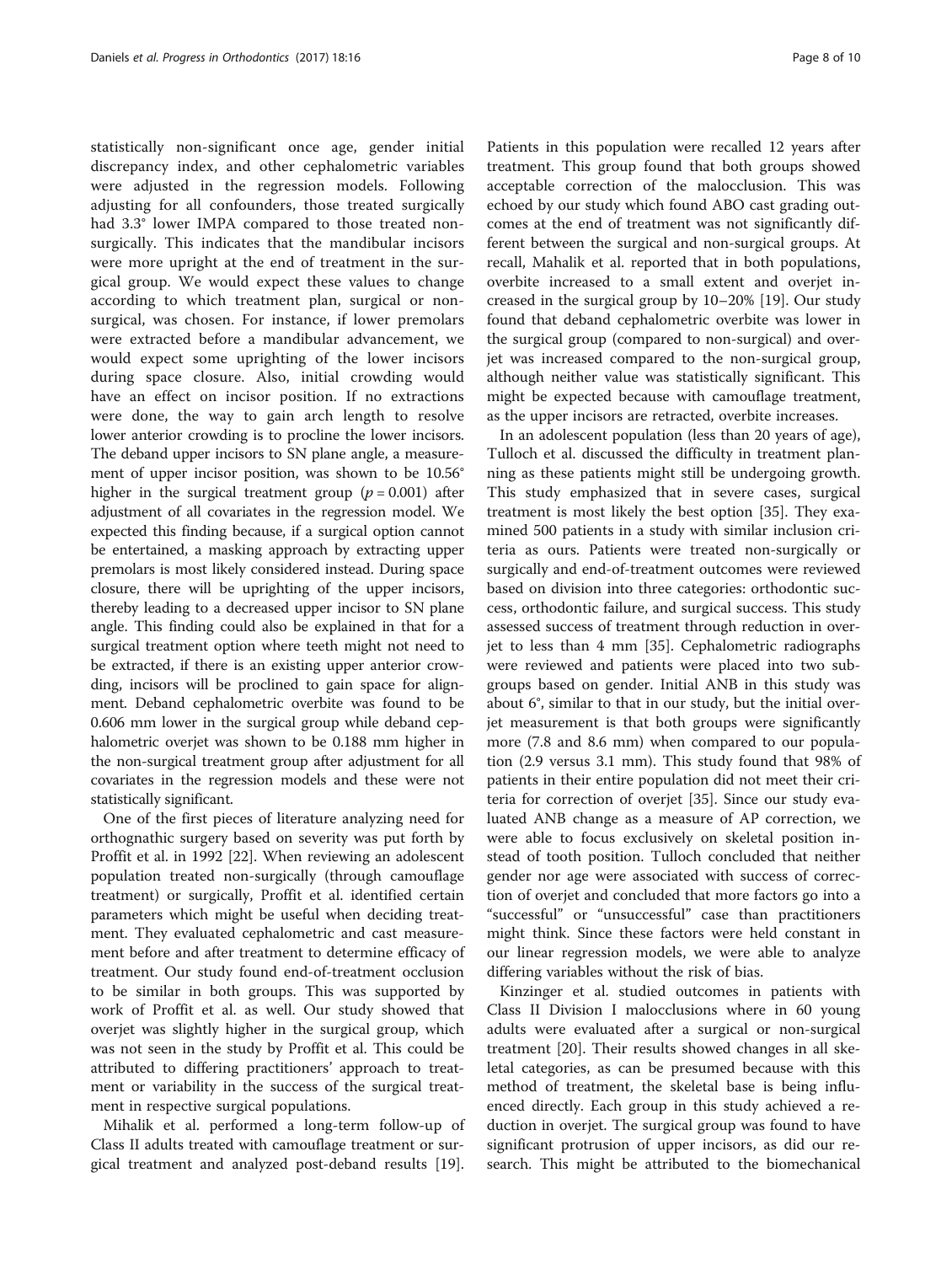statistically non-significant once age, gender initial discrepancy index, and other cephalometric variables were adjusted in the regression models. Following adjusting for all confounders, those treated surgically had 3.3° lower IMPA compared to those treated non-surgically. This indicates that the mandibular incisors were more upright at the end of treatment in the surgical group. We would expect these values to change according to which treatment plan, surgical or non-surgical, was chosen. For instance, if lower premolars were extracted before a mandibular advancement, we would expect some uprighting of the lower incisors during space closure. Also, initial crowding would have an effect on incisor position. If no extractions were done, the way to gain arch length to resolve lower anterior crowding is to procline the lower incisors. The deband upper incisors to SN plane angle, a measurement of upper incisor position, was shown to be 10.56° higher in the surgical treatment group ($p = 0.001$) after adjustment of all covariates in the regression model. We expected this finding because, if a surgical option cannot be entertained, a masking approach by extracting upper premolars is most likely considered instead. During space closure, there will be uprighting of the upper incisors, thereby leading to a decreased upper incisor to SN plane angle. This finding could also be explained in that for a surgical treatment option where teeth might not need to be extracted, if there is an existing upper anterior crowding, incisors will be proclined to gain space for alignment. Deband cephalometric overbite was found to be 0.606 mm lower in the surgical group while deband cephalometric overjet was shown to be 0.188 mm higher in the non-surgical treatment group after adjustment for all covariates in the regression models and these were not statistically significant.

One of the first pieces of literature analyzing need for orthognathic surgery based on severity was put forth by Proffit et al. in 1992 [22]. When reviewing an adolescent population treated non-surgically (through camouflage treatment) or surgically, Proffit et al. identified certain parameters which might be useful when deciding treatment. They evaluated cephalometric and cast measurement before and after treatment to determine efficacy of treatment. Our study found end-of-treatment occlusion to be similar in both groups. This was supported by work of Proffit et al. as well. Our study showed that overjet was slightly higher in the surgical group, which was not seen in the study by Proffit et al. This could be attributed to differing practitioners' approach to treatment or variability in the success of the surgical treatment in respective surgical populations.

Mihalik et al. performed a long-term follow-up of Class II adults treated with camouflage treatment or surgical treatment and analyzed post-deband results [19]. Patients in this population were recalled 12 years after treatment. This group found that both groups showed acceptable correction of the malocclusion. This was echoed by our study which found ABO cast grading outcomes at the end of treatment was not significantly different between the surgical and non-surgical groups. At recall, Mahalik et al. reported that in both populations, overbite increased to a small extent and overjet increased in the surgical group by 10–20% [19]. Our study found that deband cephalometric overbite was lower in the surgical group (compared to non-surgical) and overjet was increased compared to the non-surgical group, although neither value was statistically significant. This might be expected because with camouflage treatment, as the upper incisors are retracted, overbite increases.

In an adolescent population (less than 20 years of age), Tulloch et al. discussed the difficulty in treatment planning as these patients might still be undergoing growth. This study emphasized that in severe cases, surgical treatment is most likely the best option [35]. They examined 500 patients in a study with similar inclusion criteria as ours. Patients were treated non-surgically or surgically and end-of-treatment outcomes were reviewed based on division into three categories: orthodontic success, orthodontic failure, and surgical success. This study assessed success of treatment through reduction in overjet to less than 4 mm [35]. Cephalometric radiographs were reviewed and patients were placed into two subgroups based on gender. Initial ANB in this study was about 6°, similar to that in our study, but the initial overjet measurement is that both groups were significantly more (7.8 and 8.6 mm) when compared to our population (2.9 versus 3.1 mm). This study found that 98% of patients in their entire population did not meet their criteria for correction of overjet [35]. Since our study evaluated ANB change as a measure of AP correction, we were able to focus exclusively on skeletal position instead of tooth position. Tulloch concluded that neither gender nor age were associated with success of correction of overjet and concluded that more factors go into a "successful" or "unsuccessful" case than practitioners might think. Since these factors were held constant in our linear regression models, we were able to analyze differing variables without the risk of bias.

Kinzinger et al. studied outcomes in patients with Class II Division I malocclusions where in 60 young adults were evaluated after a surgical or non-surgical treatment [20]. Their results showed changes in all skeletal categories, as can be presumed because with this method of treatment, the skeletal base is being influenced directly. Each group in this study achieved a reduction in overjet. The surgical group was found to have significant protrusion of upper incisors, as did our research. This might be attributed to the biomechanical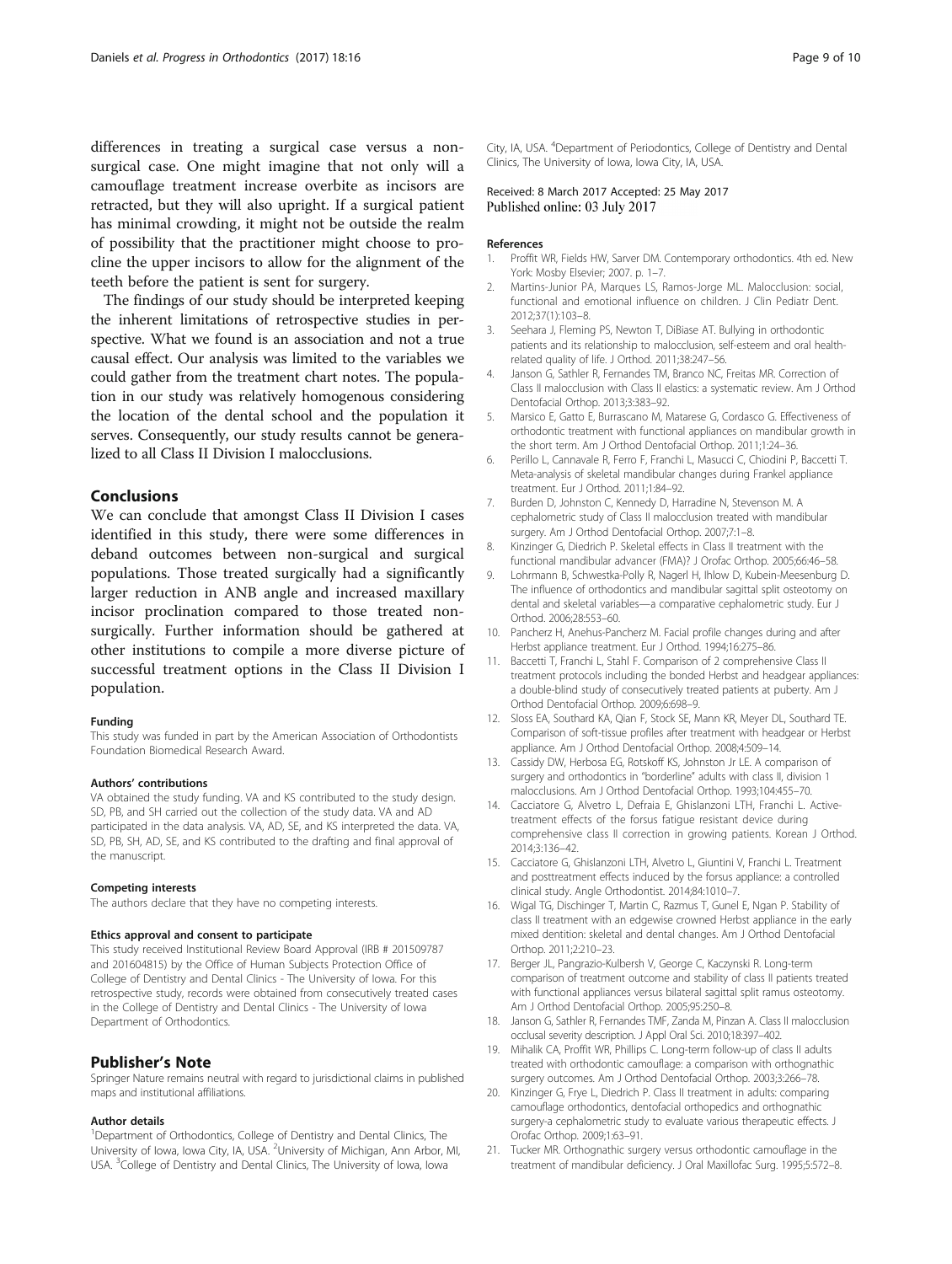differences in treating a surgical case versus a non-surgical case. One might imagine that not only will a camouflage treatment increase overbite as incisors are retracted, but they will also upright. If a surgical patient has minimal crowding, it might not be outside the realm of possibility that the practitioner might choose to procline the upper incisors to allow for the alignment of the teeth before the patient is sent for surgery.

The findings of our study should be interpreted keeping the inherent limitations of retrospective studies in perspective. What we found is an association and not a true causal effect. Our analysis was limited to the variables we could gather from the treatment chart notes. The population in our study was relatively homogenous considering the location of the dental school and the population it serves. Consequently, our study results cannot be generalized to all Class II Division I malocclusions.

## Conclusions

We can conclude that amongst Class II Division I cases identified in this study, there were some differences in deband outcomes between non-surgical and surgical populations. Those treated surgically had a significantly larger reduction in ANB angle and increased maxillary incisor proclination compared to those treated non-surgically. Further information should be gathered at other institutions to compile a more diverse picture of successful treatment options in the Class II Division I population.

#### Funding

This study was funded in part by the American Association of Orthodontists Foundation Biomedical Research Award.

#### Authors' contributions

VA obtained the study funding. VA and KS contributed to the study design. SD, PB, and SH carried out the collection of the study data. VA and AD participated in the data analysis. VA, AD, SE, and KS interpreted the data. VA, SD, PB, SH, AD, SE, and KS contributed to the drafting and final approval of the manuscript.

#### Competing interests

The authors declare that they have no competing interests.

#### Ethics approval and consent to participate

This study received Institutional Review Board Approval (IRB # 201509787 and 201604815) by the Office of Human Subjects Protection Office of College of Dentistry and Dental Clinics - The University of Iowa. For this retrospective study, records were obtained from consecutively treated cases in the College of Dentistry and Dental Clinics - The University of Iowa Department of Orthodontics.

## Publisher's Note

Springer Nature remains neutral with regard to jurisdictional claims in published maps and institutional affiliations.

#### Author details

[1]Department of Orthodontics, College of Dentistry and Dental Clinics, The University of Iowa, Iowa City, IA, USA. [2]University of Michigan, Ann Arbor, MI, USA. [3]College of Dentistry and Dental Clinics, The University of Iowa, Iowa City, IA, USA. [4]Department of Periodontics, College of Dentistry and Dental Clinics, The University of Iowa, Iowa City, IA, USA.

Received: 8 March 2017 Accepted: 25 May 2017
Published online: 03 July 2017

#### References

1. Proffit WR, Fields HW, Sarver DM. Contemporary orthodontics. 4th ed. New York: Mosby Elsevier; 2007. p. 1–7.
2. Martins-Junior PA, Marques LS, Ramos-Jorge ML. Malocclusion: social, functional and emotional influence on children. J Clin Pediatr Dent. 2012;37(1):103–8.
3. Seehara J, Fleming PS, Newton T, DiBiase AT. Bullying in orthodontic patients and its relationship to malocclusion, self-esteem and oral health-related quality of life. J Orthod. 2011;38:247–56.
4. Janson G, Sathler R, Fernandes TM, Branco NC, Freitas MR. Correction of Class II malocclusion with Class II elastics: a systematic review. Am J Orthod Dentofacial Orthop. 2013;3:383–92.
5. Marsico E, Gatto E, Burrascano M, Matarese G, Cordasco G. Effectiveness of orthodontic treatment with functional appliances on mandibular growth in the short term. Am J Orthod Dentofacial Orthop. 2011;1:24–36.
6. Perillo L, Cannavale R, Ferro F, Franchi L, Masucci C, Chiodini P, Baccetti T. Meta-analysis of skeletal mandibular changes during Frankel appliance treatment. Eur J Orthod. 2011;1:84–92.
7. Burden D, Johnston C, Kennedy D, Harradine N, Stevenson M. A cephalometric study of Class II malocclusion treated with mandibular surgery. Am J Orthod Dentofacial Orthop. 2007;7:1–8.
8. Kinzinger G, Diedrich P. Skeletal effects in Class II treatment with the functional mandibular advancer (FMA)? J Orofac Orthop. 2005;66:46–58.
9. Lohrmann B, Schwestka-Polly R, Nagerl H, Ihlow D, Kubein-Meesenburg D. The influence of orthodontics and mandibular sagittal split osteotomy on dental and skeletal variables—a comparative cephalometric study. Eur J Orthod. 2006;28:553–60.
10. Pancherz H, Anehus-Pancherz M. Facial profile changes during and after Herbst appliance treatment. Eur J Orthod. 1994;16:275–86.
11. Baccetti T, Franchi L, Stahl F. Comparison of 2 comprehensive Class II treatment protocols including the bonded Herbst and headgear appliances: a double-blind study of consecutively treated patients at puberty. Am J Orthod Dentofacial Orthop. 2009;6:698–9.
12. Sloss EA, Southard KA, Qian F, Stock SE, Mann KR, Meyer DL, Southard TE. Comparison of soft-tissue profiles after treatment with headgear or Herbst appliance. Am J Orthod Dentofacial Orthop. 2008;4:509–14.
13. Cassidy DW, Herbosa EG, Rotskoff KS, Johnston Jr LE. A comparison of surgery and orthodontics in "borderline" adults with class II, division 1 malocclusions. Am J Orthod Dentofacial Orthop. 1993;104:455–70.
14. Cacciatore G, Alvetro L, Defraia E, Ghislanzoni LTH, Franchi L. Active-treatment effects of the forsus fatigue resistant device during comprehensive class II correction in growing patients. Korean J Orthod. 2014;3:136–42.
15. Cacciatore G, Ghislanzoni LTH, Alvetro L, Giuntini V, Franchi L. Treatment and posttreatment effects induced by the forsus appliance: a controlled clinical study. Angle Orthodontist. 2014;84:1010–7.
16. Wigal TG, Dischinger T, Martin C, Razmus T, Gunel E, Ngan P. Stability of class II treatment with an edgewise crowned Herbst appliance in the early mixed dentition: skeletal and dental changes. Am J Orthod Dentofacial Orthop. 2011;2:210–23.
17. Berger JL, Pangrazio-Kulbersh V, George C, Kaczynski R. Long-term comparison of treatment outcome and stability of class II patients treated with functional appliances versus bilateral sagittal split ramus osteotomy. Am J Orthod Dentofacial Orthop. 2005;95:250–8.
18. Janson G, Sathler R, Fernandes TMF, Zanda M, Pinzan A. Class II malocclusion occlusal severity description. J Appl Oral Sci. 2010;18:397–402.
19. Mihalik CA, Proffit WR, Phillips C. Long-term follow-up of class II adults treated with orthodontic camouflage: a comparison with orthognathic surgery outcomes. Am J Orthod Dentofacial Orthop. 2003;3:266–78.
20. Kinzinger G, Frye L, Diedrich P. Class II treatment in adults: comparing camouflage orthodontics, dentofacial orthopedics and orthognathic surgery-a cephalometric study to evaluate various therapeutic effects. J Orofac Orthop. 2009;1:63–91.
21. Tucker MR. Orthognathic surgery versus orthodontic camouflage in the treatment of mandibular deficiency. J Oral Maxillofac Surg. 1995;5:572–8.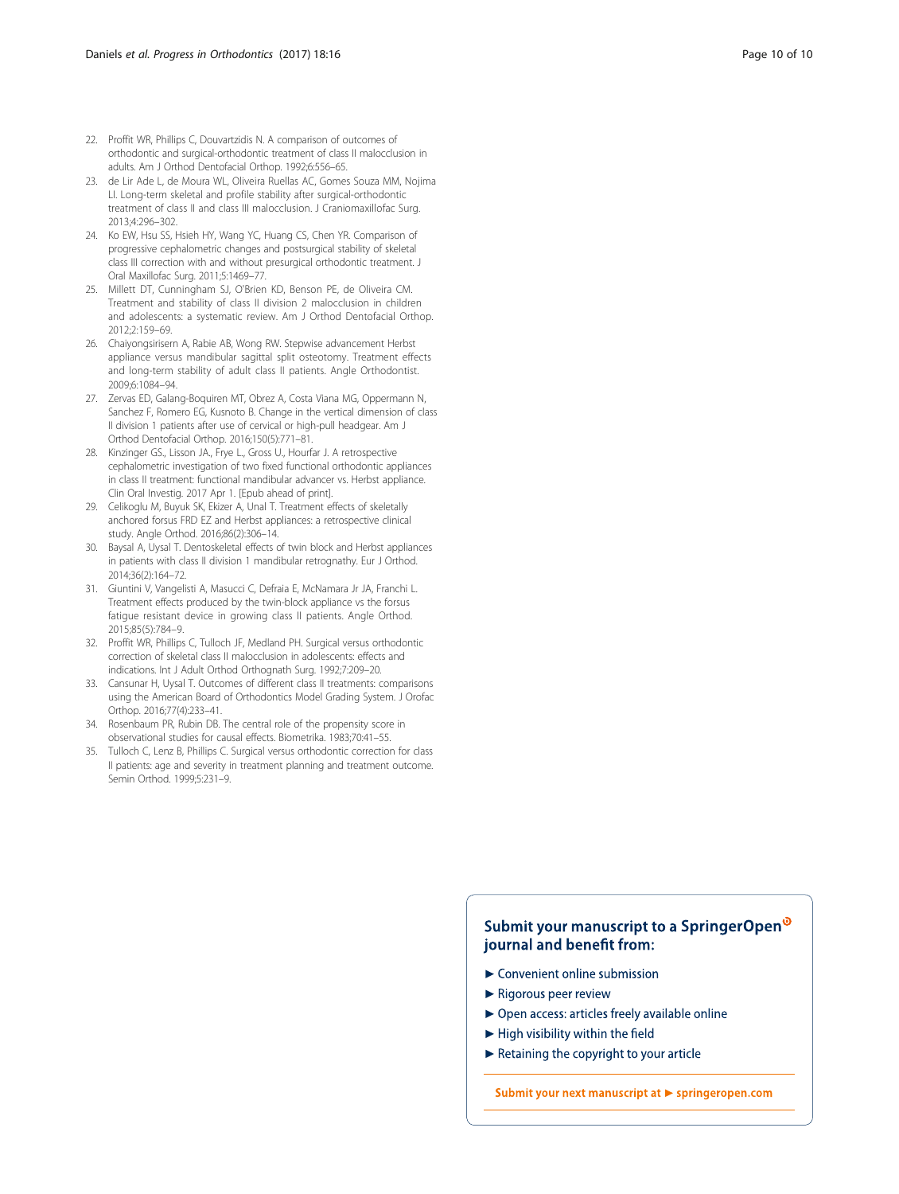22. Proffit WR, Phillips C, Douvartzidis N. A comparison of outcomes of orthodontic and surgical-orthodontic treatment of class II malocclusion in adults. Am J Orthod Dentofacial Orthop. 1992;6:556–65.
23. de Lir Ade L, de Moura WL, Oliveira Ruellas AC, Gomes Souza MM, Nojima LI. Long-term skeletal and profile stability after surgical-orthodontic treatment of class II and class III malocclusion. J Craniomaxillofac Surg. 2013;4:296–302.
24. Ko EW, Hsu SS, Hsieh HY, Wang YC, Huang CS, Chen YR. Comparison of progressive cephalometric changes and postsurgical stability of skeletal class III correction with and without presurgical orthodontic treatment. J Oral Maxillofac Surg. 2011;5:1469–77.
25. Millett DT, Cunningham SJ, O'Brien KD, Benson PE, de Oliveira CM. Treatment and stability of class II division 2 malocclusion in children and adolescents: a systematic review. Am J Orthod Dentofacial Orthop. 2012;2:159–69.
26. Chaiyongsirisern A, Rabie AB, Wong RW. Stepwise advancement Herbst appliance versus mandibular sagittal split osteotomy. Treatment effects and long-term stability of adult class II patients. Angle Orthodontist. 2009;6:1084–94.
27. Zervas ED, Galang-Boquiren MT, Obrez A, Costa Viana MG, Oppermann N, Sanchez F, Romero EG, Kusnoto B. Change in the vertical dimension of class II division 1 patients after use of cervical or high-pull headgear. Am J Orthod Dentofacial Orthop. 2016;150(5):771–81.
28. Kinzinger GS., Lisson JA., Frye L., Gross U., Hourfar J. A retrospective cephalometric investigation of two fixed functional orthodontic appliances in class II treatment: functional mandibular advancer vs. Herbst appliance. Clin Oral Investig. 2017 Apr 1. [Epub ahead of print].
29. Celikoglu M, Buyuk SK, Ekizer A, Unal T. Treatment effects of skeletally anchored forsus FRD EZ and Herbst appliances: a retrospective clinical study. Angle Orthod. 2016;86(2):306–14.
30. Baysal A, Uysal T. Dentoskeletal effects of twin block and Herbst appliances in patients with class II division 1 mandibular retrognathy. Eur J Orthod. 2014;36(2):164–72.
31. Giuntini V, Vangelisti A, Masucci C, Defraia E, McNamara Jr JA, Franchi L. Treatment effects produced by the twin-block appliance vs the forsus fatigue resistant device in growing class II patients. Angle Orthod. 2015;85(5):784–9.
32. Proffit WR, Phillips C, Tulloch JF, Medland PH. Surgical versus orthodontic correction of skeletal class II malocclusion in adolescents: effects and indications. Int J Adult Orthod Orthognath Surg. 1992;7:209–20.
33. Cansunar H, Uysal T. Outcomes of different class II treatments: comparisons using the American Board of Orthodontics Model Grading System. J Orofac Orthop. 2016;77(4):233–41.
34. Rosenbaum PR, Rubin DB. The central role of the propensity score in observational studies for causal effects. Biometrika. 1983;70:41–55.
35. Tulloch C, Lenz B, Phillips C. Surgical versus orthodontic correction for class II patients: age and severity in treatment planning and treatment outcome. Semin Orthod. 1999;5:231–9.

**Submit your manuscript to a SpringerOpen journal and benefit from:**

- ► Convenient online submission
- ► Rigorous peer review
- ► Open access: articles freely available online
- ► High visibility within the field
- ► Retaining the copyright to your article

**Submit your next manuscript at ► springeropen.com**